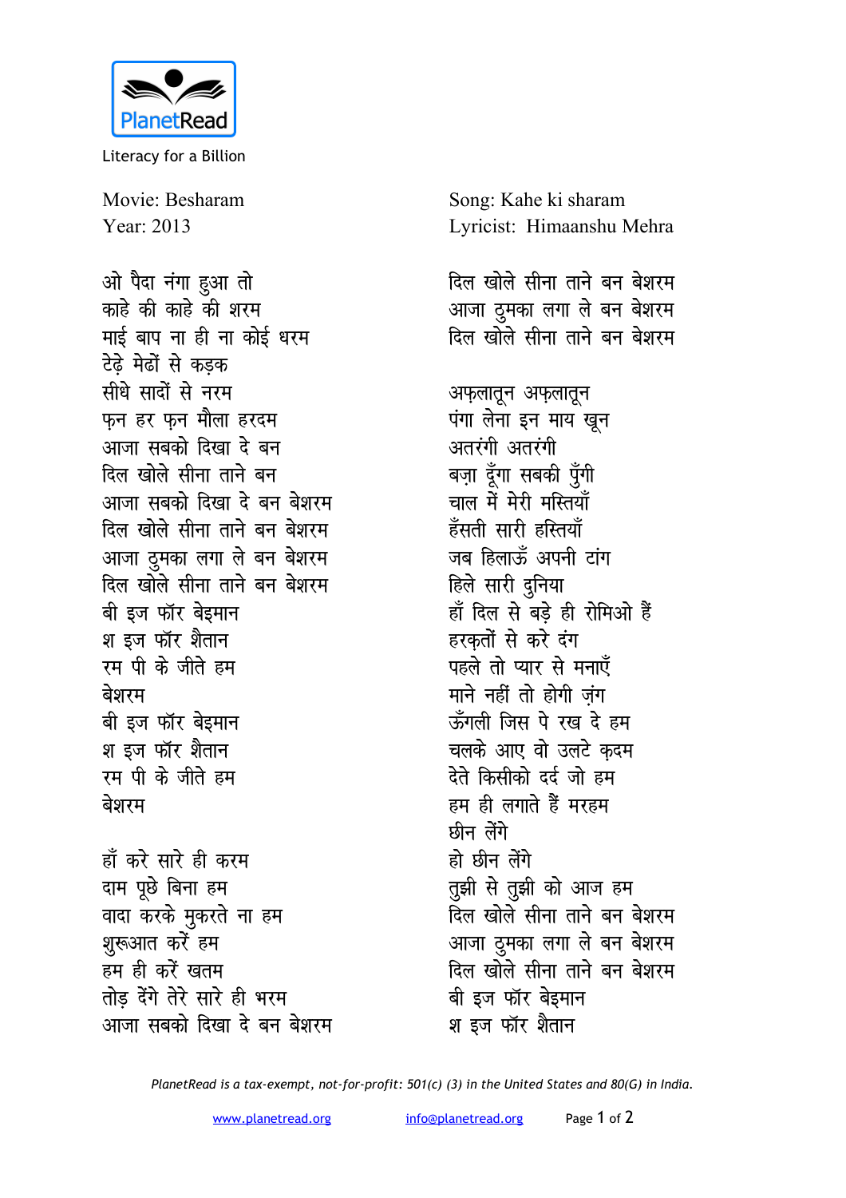Literacy for a Billion

Movie: Besharam
Year: 2013

Song: Kahe ki sharam
Lyricist: Himaanshu Mehra

ओ पैदा नंगा हुआ तो
काहे की काहे की शरम
माई बाप ना ही ना कोई धरम
टेढ़े मेढों से कड़क
सीधे सादों से नरम
फ़न हर फ़न मौला हरदम
आजा सबको दिखा दे बन
दिल खोले सीना ताने बन
आजा सबको दिखा दे बन बेशरम
दिल खोले सीना ताने बन बेशरम
आजा ठुमका लगा ले बन बेशरम
दिल खोले सीना ताने बन बेशरम
बी इज फॉर बेइमान
श इज फॉर शैतान
रम पी के जीते हम
बेशरम
बी इज फॉर बेइमान
श इज फॉर शैतान
रम पी के जीते हम
बेशरम

हाँ करे सारे ही करम
दाम पूछे बिना हम
वादा करके मुकरते ना हम
शुरूआत करें हम
हम ही करें खतम
तोड़ देंगे तेरे सारे ही भरम
आजा सबको दिखा दे बन बेशरम
दिल खोले सीना ताने बन बेशरम
आजा ठुमका लगा ले बन बेशरम
दिल खोले सीना ताने बन बेशरम

अफ़लातून अफ़लातून
पंगा लेना इन माय खून
अतरंगी अतरंगी
बज़ा दूँगा सबकी पुँगी
चाल में मेरी मस्तियाँ
हँसती सारी हस्तियाँ
जब हिलाऊँ अपनी टांग
हिले सारी दुनिया
हाँ दिल से बड़े ही रोमिओ हैं
हरक़तों से करे दंग
पहले तो प्यार से मनाएँ
माने नहीं तो होगी ज़ंग
ऊँगली जिस पे रख दे हम
चलके आए वो उलटे क़दम
देते किसीको दर्द जो हम
हम ही लगाते हैं मरहम
छीन लेंगे
हो छीन लेंगे
तुझी से तुझी को आज हम
दिल खोले सीना ताने बन बेशरम
आजा ठुमका लगा ले बन बेशरम
दिल खोले सीना ताने बन बेशरम
बी इज फॉर बेइमान
श इज फॉर शैतान

*PlanetRead is a tax-exempt, not-for-profit: 501(c) (3) in the United States and 80(G) in India.*

www.planetread.org info@planetread.org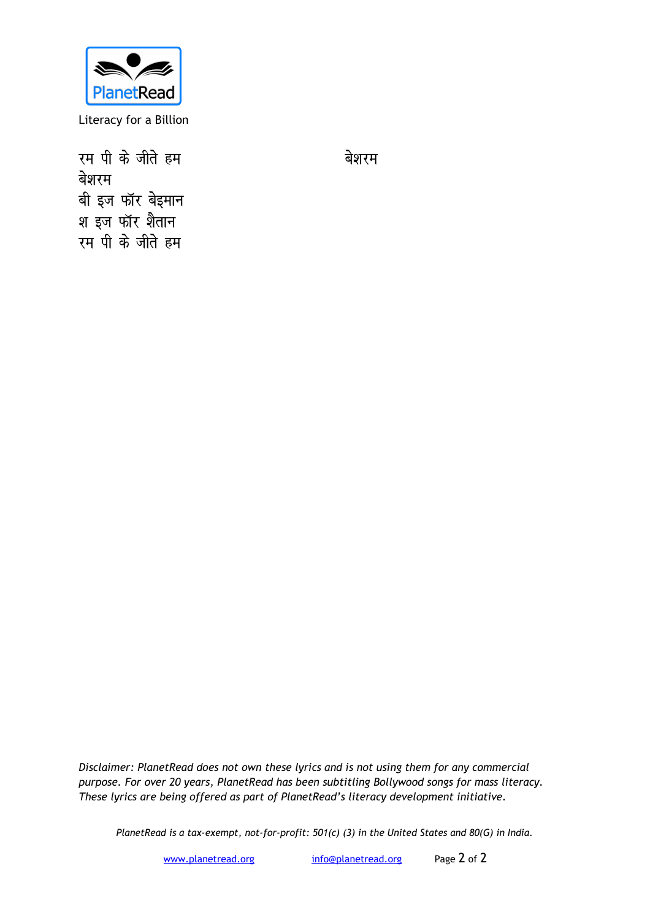Literacy for a Billion

रम पी के जीते हम बेशरम  
बेशरम  
बी इज फॉर बेइमान  
श इज फॉर शैतान  
रम पी के जीते हम

*Disclaimer: PlanetRead does not own these lyrics and is not using them for any commercial purpose. For over 20 years, PlanetRead has been subtitling Bollywood songs for mass literacy. These lyrics are being offered as part of PlanetRead's literacy development initiative.*

*PlanetRead is a tax-exempt, not-for-profit: 501(c) (3) in the United States and 80(G) in India.*

www.planetread.org info@planetread.org